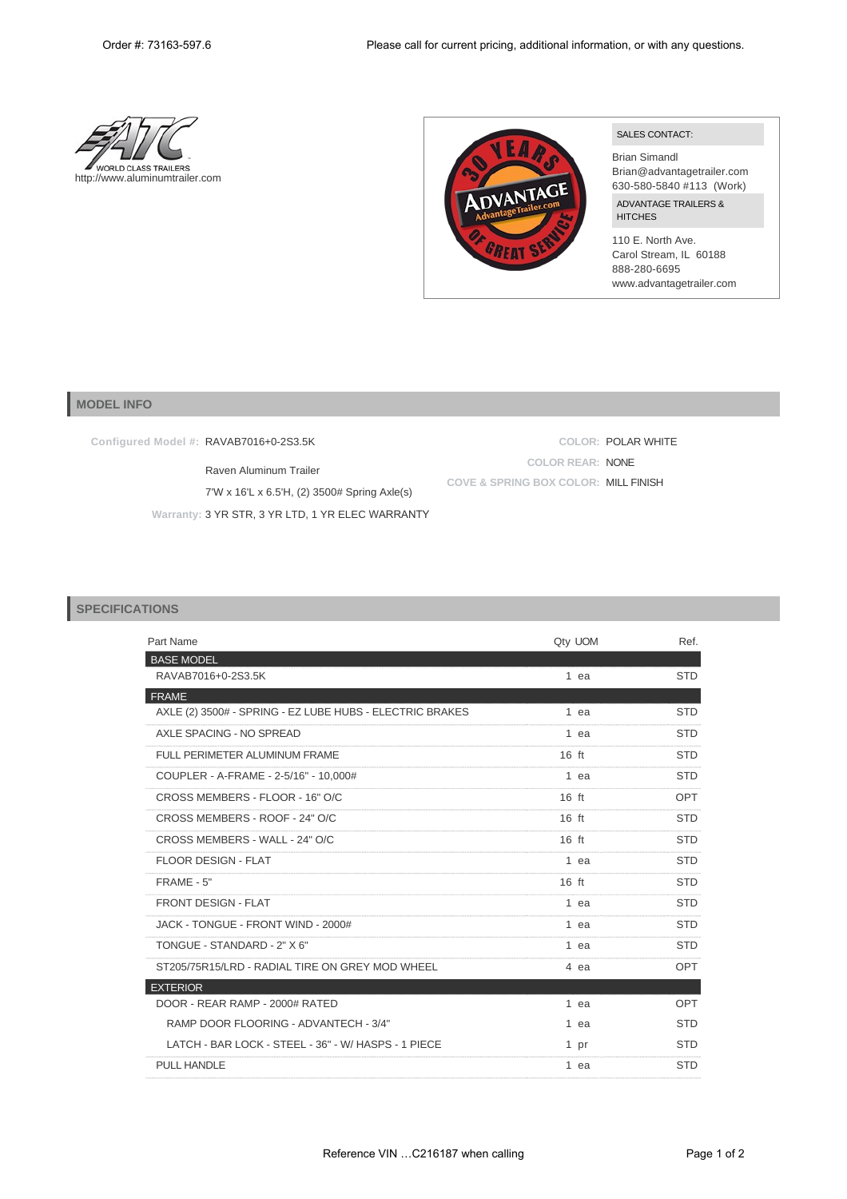Order #: 73163-597.6

Please call for current pricing, additional information, or with any questions.

WORLD CLASS TRAILERS
http://www.aluminumtrailer.com

SALES CONTACT:

Brian Simandl
Brian@advantagetrailer.com
630-580-5840 #113 (Work)

ADVANTAGE TRAILERS & HITCHES

110 E. North Ave.
Carol Stream, IL 60188
888-280-6695
www.advantagetrailer.com

## MODEL INFO

**Configured Model #:** RAVAB7016+0-2S3.5K

Raven Aluminum Trailer

7'W x 16'L x 6.5'H, (2) 3500# Spring Axle(s)

**Warranty:** 3 YR STR, 3 YR LTD, 1 YR ELEC WARRANTY

**COLOR:** POLAR WHITE

**COLOR REAR:** NONE

**COVE & SPRING BOX COLOR:** MILL FINISH

## SPECIFICATIONS

| Part Name | Qty | UOM | Ref. |
|---|---|---|---|
| **BASE MODEL** | | | |
| RAVAB7016+0-2S3.5K | 1 | ea | STD |
| **FRAME** | | | |
| AXLE (2) 3500# - SPRING - EZ LUBE HUBS - ELECTRIC BRAKES | 1 | ea | STD |
| AXLE SPACING - NO SPREAD | 1 | ea | STD |
| FULL PERIMETER ALUMINUM FRAME | 16 | ft | STD |
| COUPLER - A-FRAME - 2-5/16" - 10,000# | 1 | ea | STD |
| CROSS MEMBERS - FLOOR - 16" O/C | 16 | ft | OPT |
| CROSS MEMBERS - ROOF - 24" O/C | 16 | ft | STD |
| CROSS MEMBERS - WALL - 24" O/C | 16 | ft | STD |
| FLOOR DESIGN - FLAT | 1 | ea | STD |
| FRAME - 5" | 16 | ft | STD |
| FRONT DESIGN - FLAT | 1 | ea | STD |
| JACK - TONGUE - FRONT WIND - 2000# | 1 | ea | STD |
| TONGUE - STANDARD - 2" X 6" | 1 | ea | STD |
| ST205/75R15/LRD - RADIAL TIRE ON GREY MOD WHEEL | 4 | ea | OPT |
| **EXTERIOR** | | | |
| DOOR - REAR RAMP - 2000# RATED | 1 | ea | OPT |
| RAMP DOOR FLOORING - ADVANTECH - 3/4" | 1 | ea | STD |
| LATCH - BAR LOCK - STEEL - 36" - W/ HASPS - 1 PIECE | 1 | pr | STD |
| PULL HANDLE | 1 | ea | STD |

Reference VIN …C216187 when calling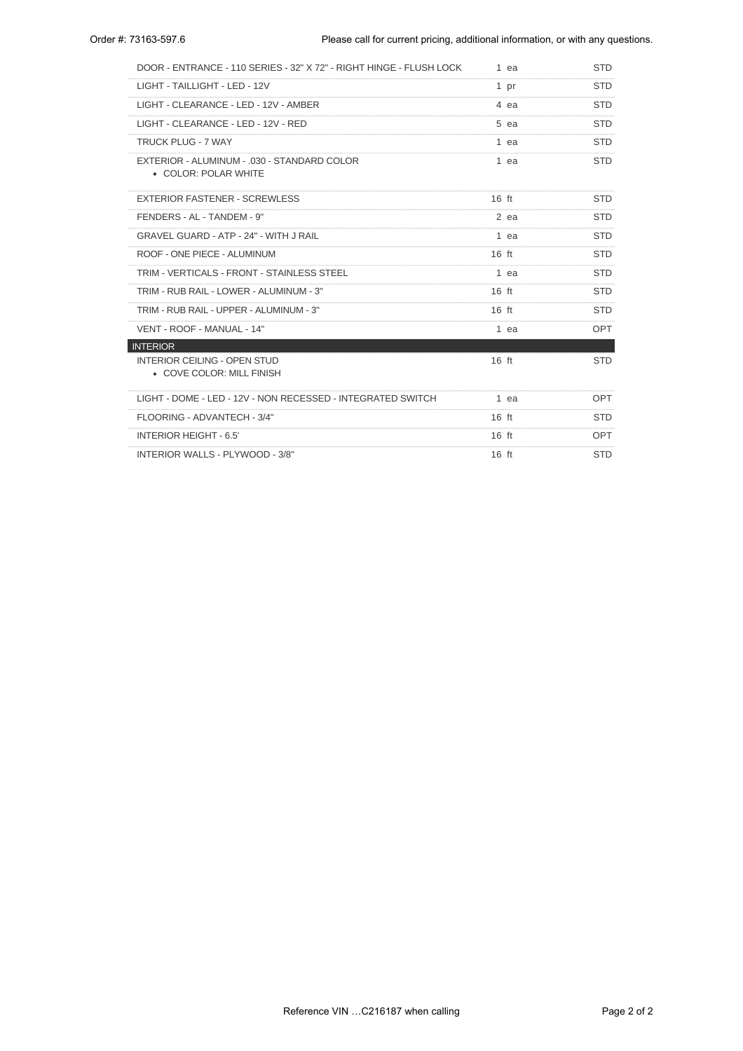| | | |
|---|---|---|
| DOOR - ENTRANCE - 110 SERIES - 32" X 72" - RIGHT HINGE - FLUSH LOCK | 1 ea | STD |
| LIGHT - TAILLIGHT - LED - 12V | 1 pr | STD |
| LIGHT - CLEARANCE - LED - 12V - AMBER | 4 ea | STD |
| LIGHT - CLEARANCE - LED - 12V - RED | 5 ea | STD |
| TRUCK PLUG - 7 WAY | 1 ea | STD |
| EXTERIOR - ALUMINUM - .030 - STANDARD COLOR<br>• COLOR: POLAR WHITE | 1 ea | STD |
| EXTERIOR FASTENER - SCREWLESS | 16 ft | STD |
| FENDERS - AL - TANDEM - 9" | 2 ea | STD |
| GRAVEL GUARD - ATP - 24" - WITH J RAIL | 1 ea | STD |
| ROOF - ONE PIECE - ALUMINUM | 16 ft | STD |
| TRIM - VERTICALS - FRONT - STAINLESS STEEL | 1 ea | STD |
| TRIM - RUB RAIL - LOWER - ALUMINUM - 3" | 16 ft | STD |
| TRIM - RUB RAIL - UPPER - ALUMINUM - 3" | 16 ft | STD |
| VENT - ROOF - MANUAL - 14" | 1 ea | OPT |
| **INTERIOR** | | |
| INTERIOR CEILING - OPEN STUD<br>• COVE COLOR: MILL FINISH | 16 ft | STD |
| LIGHT - DOME - LED - 12V - NON RECESSED - INTEGRATED SWITCH | 1 ea | OPT |
| FLOORING - ADVANTECH - 3/4" | 16 ft | STD |
| INTERIOR HEIGHT - 6.5' | 16 ft | OPT |
| INTERIOR WALLS - PLYWOOD - 3/8" | 16 ft | STD |